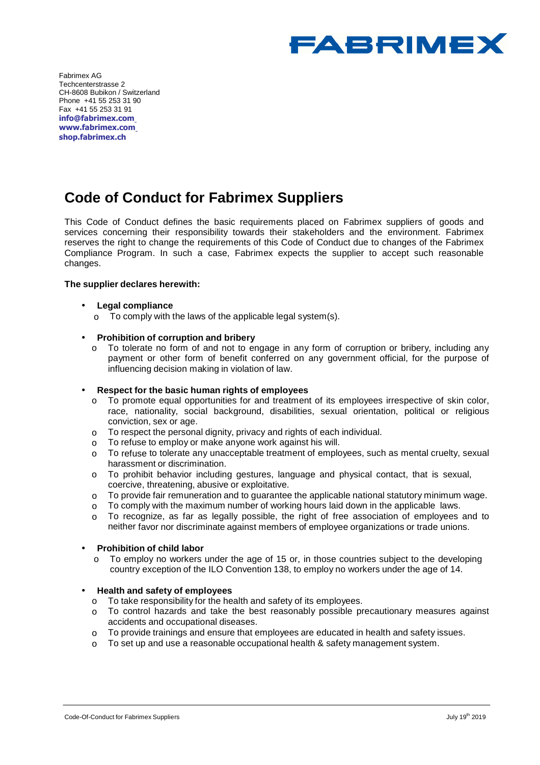Fabrimex AG
Techcenterstrasse 2
CH-8608 Bubikon / Switzerland
Phone +41 55 253 31 90
Fax +41 55 253 31 91
**info@fabrimex.com**
**www.fabrimex.com**
**shop.fabrimex.ch**

# Code of Conduct for Fabrimex Suppliers

This Code of Conduct defines the basic requirements placed on Fabrimex suppliers of goods and services concerning their responsibility towards their stakeholders and the environment. Fabrimex reserves the right to change the requirements of this Code of Conduct due to changes of the Fabrimex Compliance Program. In such a case, Fabrimex expects the supplier to accept such reasonable changes.

**The supplier declares herewith:**

- **Legal compliance**
  - To comply with the laws of the applicable legal system(s).

- **Prohibition of corruption and bribery**
  - To tolerate no form of and not to engage in any form of corruption or bribery, including any payment or other form of benefit conferred on any government official, for the purpose of influencing decision making in violation of law.

- **Respect for the basic human rights of employees**
  - To promote equal opportunities for and treatment of its employees irrespective of skin color, race, nationality, social background, disabilities, sexual orientation, political or religious conviction, sex or age.
  - To respect the personal dignity, privacy and rights of each individual.
  - To refuse to employ or make anyone work against his will.
  - To refuse to tolerate any unacceptable treatment of employees, such as mental cruelty, sexual harassment or discrimination.
  - To prohibit behavior including gestures, language and physical contact, that is sexual, coercive, threatening, abusive or exploitative.
  - To provide fair remuneration and to guarantee the applicable national statutory minimum wage.
  - To comply with the maximum number of working hours laid down in the applicable laws.
  - To recognize, as far as legally possible, the right of free association of employees and to neither favor nor discriminate against members of employee organizations or trade unions.

- **Prohibition of child labor**
  - To employ no workers under the age of 15 or, in those countries subject to the developing country exception of the ILO Convention 138, to employ no workers under the age of 14.

- **Health and safety of employees**
  - To take responsibility for the health and safety of its employees.
  - To control hazards and take the best reasonably possible precautionary measures against accidents and occupational diseases.
  - To provide trainings and ensure that employees are educated in health and safety issues.
  - To set up and use a reasonable occupational health & safety management system.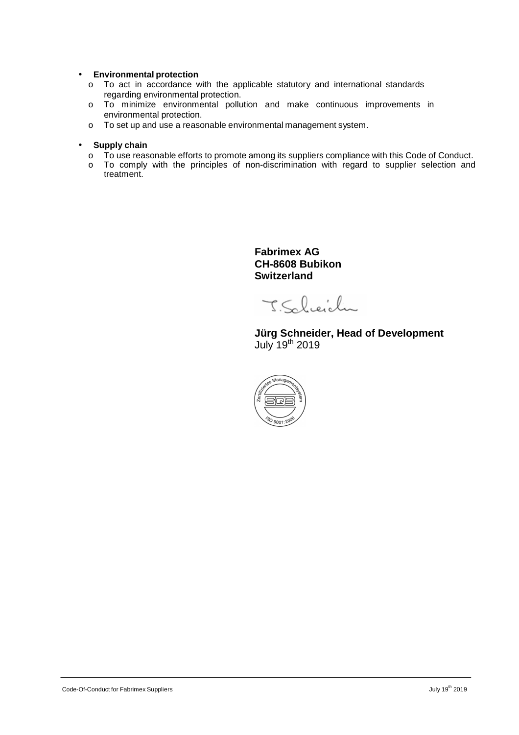- **Environmental protection**
  - To act in accordance with the applicable statutory and international standards regarding environmental protection.
  - To minimize environmental pollution and make continuous improvements in environmental protection.
  - To set up and use a reasonable environmental management system.

- **Supply chain**
  - To use reasonable efforts to promote among its suppliers compliance with this Code of Conduct.
  - To comply with the principles of non-discrimination with regard to supplier selection and treatment.

**Fabrimex AG**
**CH-8608 Bubikon**
**Switzerland**

J. Schneider

**Jürg Schneider, Head of Development**
July 19th 2019

Zertifiziertes Managementsystem
SQS
ISO 9001:2008